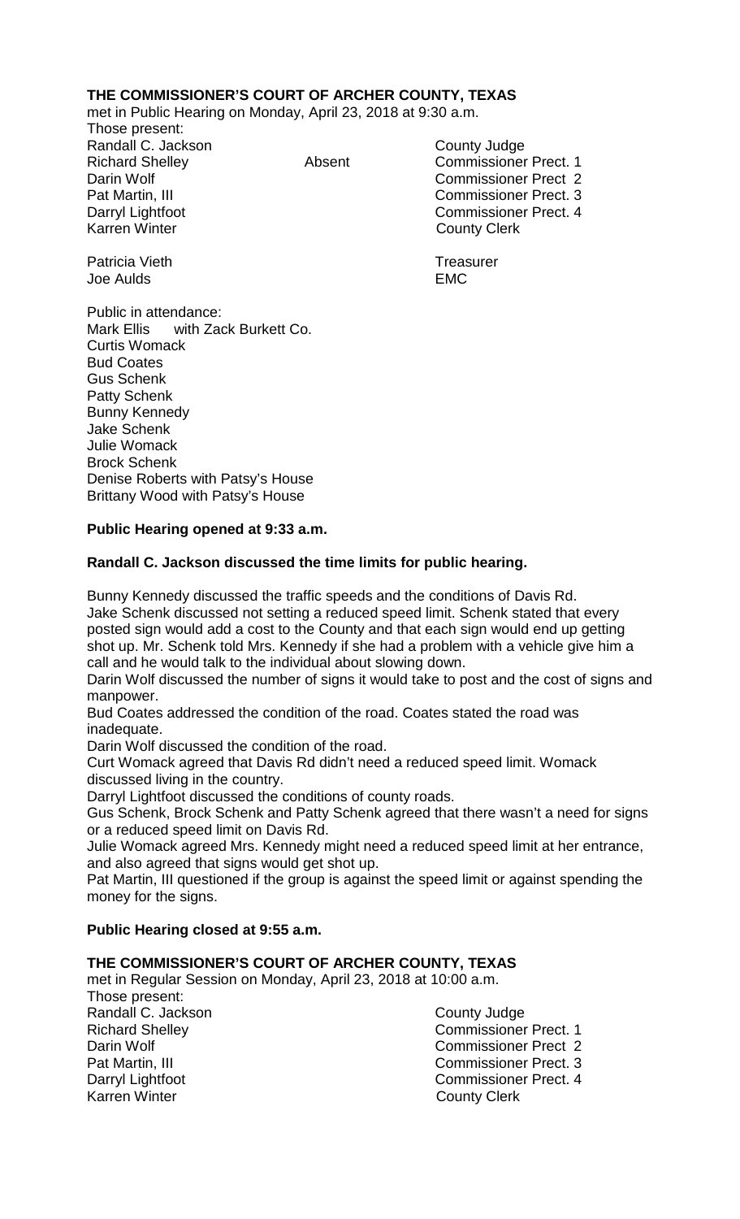**THE COMMISSIONER'S COURT OF ARCHER COUNTY, TEXAS**

met in Public Hearing on Monday, April 23, 2018 at 9:30 a.m.

Those present:

| | | |
|---|---|---|
| Randall C. Jackson | | County Judge |
| Richard Shelley | Absent | Commissioner Prect. 1 |
| Darin Wolf | | Commissioner Prect 2 |
| Pat Martin, III | | Commissioner Prect. 3 |
| Darryl Lightfoot | | Commissioner Prect. 4 |
| Karren Winter | | County Clerk |
| | | |
| Patricia Vieth | | Treasurer |
| Joe Aulds | | EMC |

Public in attendance:
Mark Ellis with Zack Burkett Co.
Curtis Womack
Bud Coates
Gus Schenk
Patty Schenk
Bunny Kennedy
Jake Schenk
Julie Womack
Brock Schenk
Denise Roberts with Patsy's House
Brittany Wood with Patsy's House

**Public Hearing opened at 9:33 a.m.**

**Randall C. Jackson discussed the time limits for public hearing.**

Bunny Kennedy discussed the traffic speeds and the conditions of Davis Rd.
Jake Schenk discussed not setting a reduced speed limit. Schenk stated that every posted sign would add a cost to the County and that each sign would end up getting shot up. Mr. Schenk told Mrs. Kennedy if she had a problem with a vehicle give him a call and he would talk to the individual about slowing down.
Darin Wolf discussed the number of signs it would take to post and the cost of signs and manpower.
Bud Coates addressed the condition of the road. Coates stated the road was inadequate.
Darin Wolf discussed the condition of the road.
Curt Womack agreed that Davis Rd didn't need a reduced speed limit. Womack discussed living in the country.
Darryl Lightfoot discussed the conditions of county roads.
Gus Schenk, Brock Schenk and Patty Schenk agreed that there wasn't a need for signs or a reduced speed limit on Davis Rd.
Julie Womack agreed Mrs. Kennedy might need a reduced speed limit at her entrance, and also agreed that signs would get shot up.
Pat Martin, III questioned if the group is against the speed limit or against spending the money for the signs.

**Public Hearing closed at 9:55 a.m.**

**THE COMMISSIONER'S COURT OF ARCHER COUNTY, TEXAS**

met in Regular Session on Monday, April 23, 2018 at 10:00 a.m.

Those present:

| | |
|---|---|
| Randall C. Jackson | County Judge |
| Richard Shelley | Commissioner Prect. 1 |
| Darin Wolf | Commissioner Prect 2 |
| Pat Martin, III | Commissioner Prect. 3 |
| Darryl Lightfoot | Commissioner Prect. 4 |
| Karren Winter | County Clerk |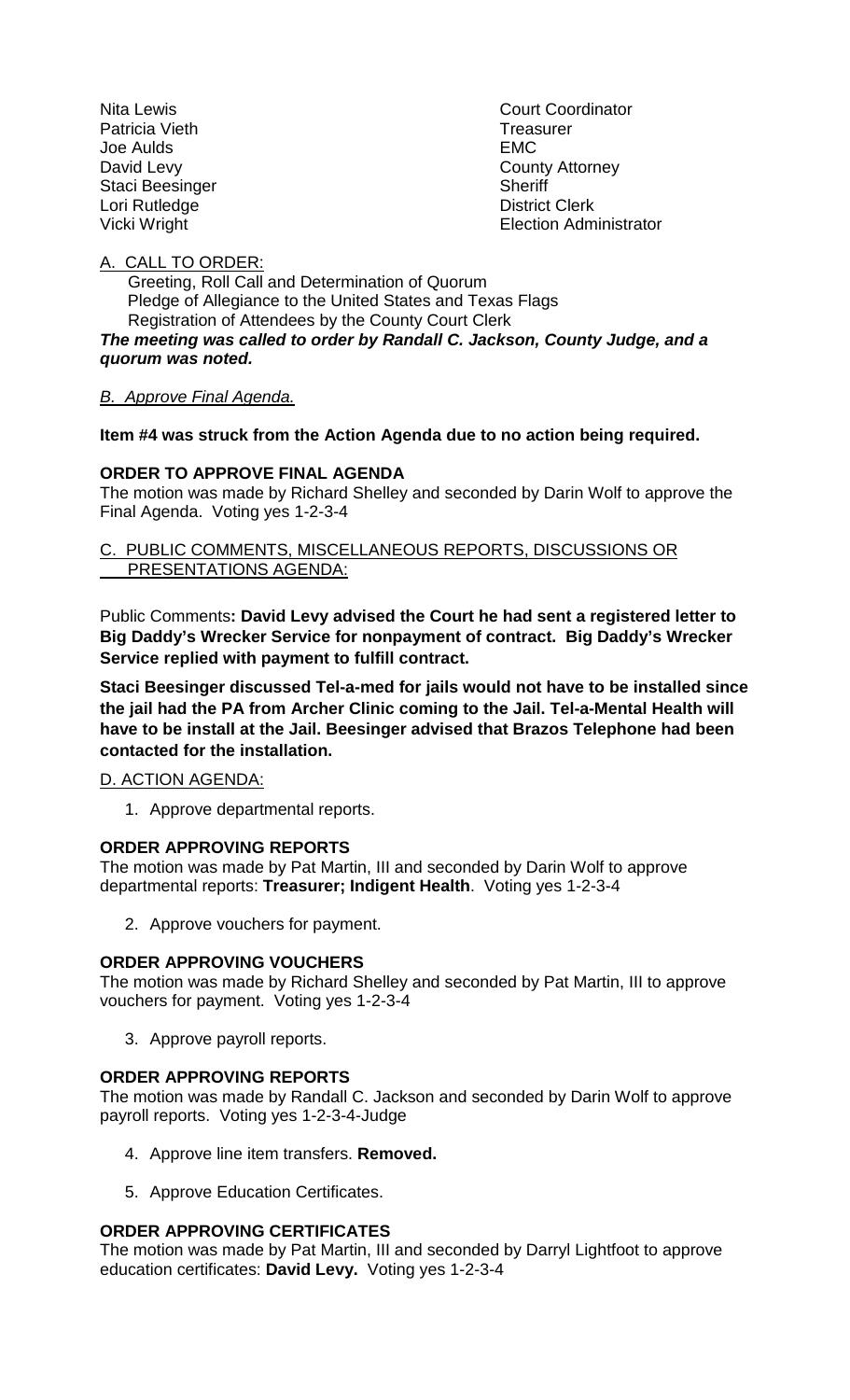| | |
|---|---|
| Nita Lewis | Court Coordinator |
| Patricia Vieth | Treasurer |
| Joe Aulds | EMC |
| David Levy | County Attorney |
| Staci Beesinger | Sheriff |
| Lori Rutledge | District Clerk |
| Vicki Wright | Election Administrator |

## A. CALL TO ORDER:

Greeting, Roll Call and Determination of Quorum
Pledge of Allegiance to the United States and Texas Flags
Registration of Attendees by the County Court Clerk

***The meeting was called to order by Randall C. Jackson, County Judge, and a quorum was noted.***

*B. Approve Final Agenda.*

**Item #4 was struck from the Action Agenda due to no action being required.**

**ORDER TO APPROVE FINAL AGENDA**

The motion was made by Richard Shelley and seconded by Darin Wolf to approve the Final Agenda. Voting yes 1-2-3-4

## C. PUBLIC COMMENTS, MISCELLANEOUS REPORTS, DISCUSSIONS OR PRESENTATIONS AGENDA:

Public Comments**: David Levy advised the Court he had sent a registered letter to Big Daddy's Wrecker Service for nonpayment of contract. Big Daddy's Wrecker Service replied with payment to fulfill contract.**

**Staci Beesinger discussed Tel-a-med for jails would not have to be installed since the jail had the PA from Archer Clinic coming to the Jail. Tel-a-Mental Health will have to be install at the Jail. Beesinger advised that Brazos Telephone had been contacted for the installation.**

## D. ACTION AGENDA:

1. Approve departmental reports.

**ORDER APPROVING REPORTS**

The motion was made by Pat Martin, III and seconded by Darin Wolf to approve departmental reports: **Treasurer; Indigent Health**. Voting yes 1-2-3-4

2. Approve vouchers for payment.

**ORDER APPROVING VOUCHERS**

The motion was made by Richard Shelley and seconded by Pat Martin, III to approve vouchers for payment. Voting yes 1-2-3-4

3. Approve payroll reports.

**ORDER APPROVING REPORTS**

The motion was made by Randall C. Jackson and seconded by Darin Wolf to approve payroll reports. Voting yes 1-2-3-4-Judge

4. Approve line item transfers. **Removed.**

5. Approve Education Certificates.

**ORDER APPROVING CERTIFICATES**

The motion was made by Pat Martin, III and seconded by Darryl Lightfoot to approve education certificates: **David Levy.** Voting yes 1-2-3-4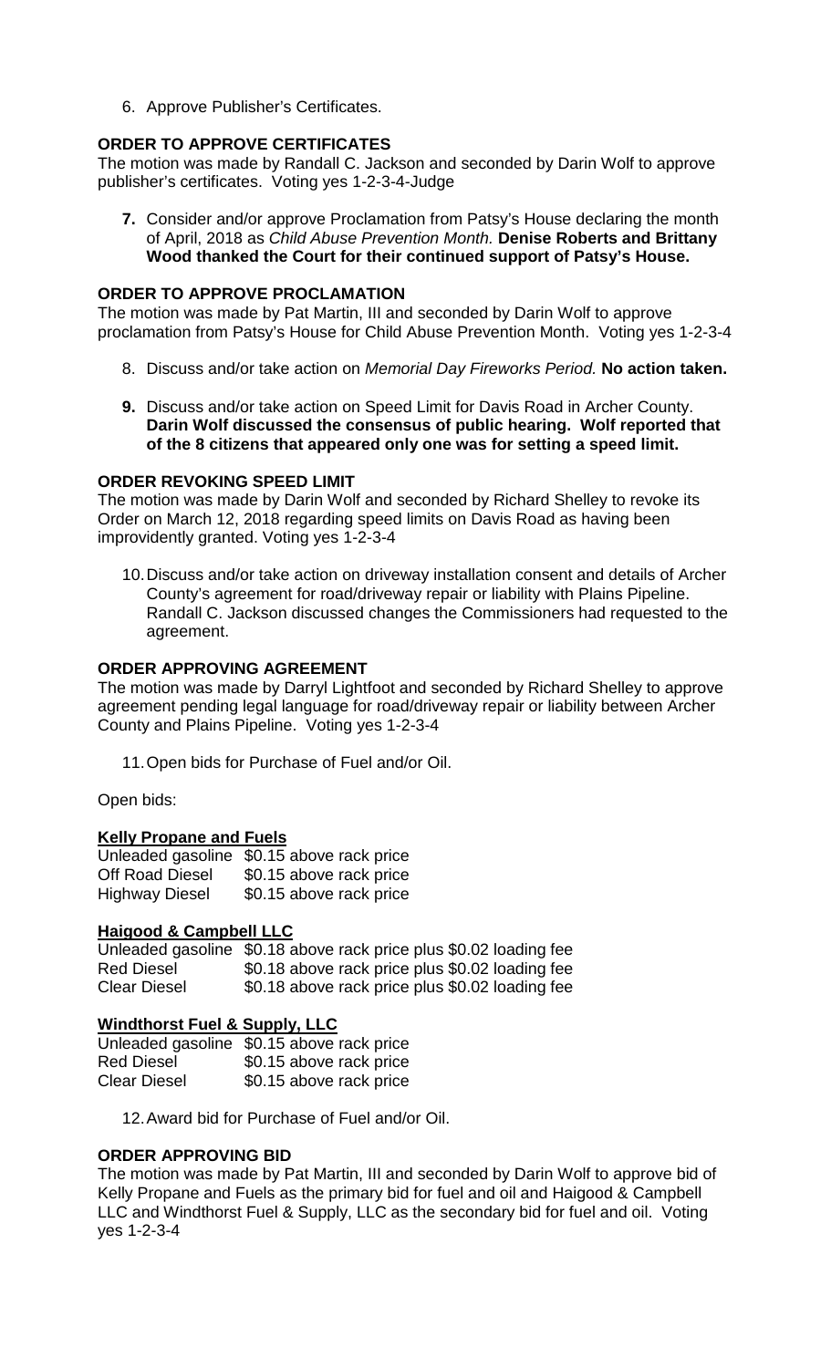6. Approve Publisher's Certificates.

**ORDER TO APPROVE CERTIFICATES**

The motion was made by Randall C. Jackson and seconded by Darin Wolf to approve publisher's certificates. Voting yes 1-2-3-4-Judge

7. **Consider and/or approve Proclamation from Patsy's House declaring the month of April, 2018 as *Child Abuse Prevention Month.* Denise Roberts and Brittany Wood thanked the Court for their continued support of Patsy's House.**

**ORDER TO APPROVE PROCLAMATION**

The motion was made by Pat Martin, III and seconded by Darin Wolf to approve proclamation from Patsy's House for Child Abuse Prevention Month. Voting yes 1-2-3-4

8. Discuss and/or take action on *Memorial Day Fireworks Period.* **No action taken.**

9. **Discuss and/or take action on Speed Limit for Davis Road in Archer County. Darin Wolf discussed the consensus of public hearing. Wolf reported that of the 8 citizens that appeared only one was for setting a speed limit.**

**ORDER REVOKING SPEED LIMIT**

The motion was made by Darin Wolf and seconded by Richard Shelley to revoke its Order on March 12, 2018 regarding speed limits on Davis Road as having been improvidently granted. Voting yes 1-2-3-4

10. Discuss and/or take action on driveway installation consent and details of Archer County's agreement for road/driveway repair or liability with Plains Pipeline. Randall C. Jackson discussed changes the Commissioners had requested to the agreement.

**ORDER APPROVING AGREEMENT**

The motion was made by Darryl Lightfoot and seconded by Richard Shelley to approve agreement pending legal language for road/driveway repair or liability between Archer County and Plains Pipeline. Voting yes 1-2-3-4

11. Open bids for Purchase of Fuel and/or Oil.

Open bids:

**Kelly Propane and Fuels**

| | |
|---|---|
| Unleaded gasoline | $0.15 above rack price |
| Off Road Diesel | $0.15 above rack price |
| Highway Diesel | $0.15 above rack price |

**Haigood & Campbell LLC**

| | |
|---|---|
| Unleaded gasoline | $0.18 above rack price plus $0.02 loading fee |
| Red Diesel | $0.18 above rack price plus $0.02 loading fee |
| Clear Diesel | $0.18 above rack price plus $0.02 loading fee |

**Windthorst Fuel & Supply, LLC**

| | |
|---|---|
| Unleaded gasoline | $0.15 above rack price |
| Red Diesel | $0.15 above rack price |
| Clear Diesel | $0.15 above rack price |

12. Award bid for Purchase of Fuel and/or Oil.

**ORDER APPROVING BID**

The motion was made by Pat Martin, III and seconded by Darin Wolf to approve bid of Kelly Propane and Fuels as the primary bid for fuel and oil and Haigood & Campbell LLC and Windthorst Fuel & Supply, LLC as the secondary bid for fuel and oil. Voting yes 1-2-3-4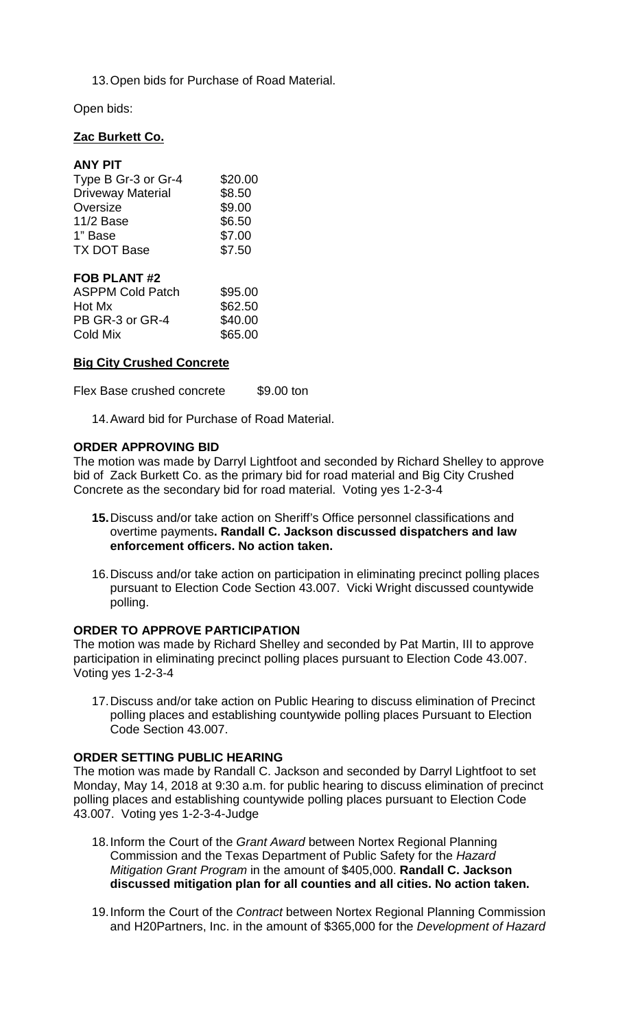13. Open bids for Purchase of Road Material.

Open bids:

**Zac Burkett Co.**

**ANY PIT**

| | |
|---|---|
| Type B Gr-3 or Gr-4 | $20.00 |
| Driveway Material | $8.50 |
| Oversize | $9.00 |
| 11/2 Base | $6.50 |
| 1" Base | $7.00 |
| TX DOT Base | $7.50 |

**FOB PLANT #2**

| | |
|---|---|
| ASPPM Cold Patch | $95.00 |
| Hot Mx | $62.50 |
| PB GR-3 or GR-4 | $40.00 |
| Cold Mix | $65.00 |

**Big City Crushed Concrete**

Flex Base crushed concrete $9.00 ton

14. Award bid for Purchase of Road Material.

**ORDER APPROVING BID**

The motion was made by Darryl Lightfoot and seconded by Richard Shelley to approve bid of Zack Burkett Co. as the primary bid for road material and Big City Crushed Concrete as the secondary bid for road material. Voting yes 1-2-3-4

15. Discuss and/or take action on Sheriff's Office personnel classifications and overtime payments**. Randall C. Jackson discussed dispatchers and law enforcement officers. No action taken.**

16. Discuss and/or take action on participation in eliminating precinct polling places pursuant to Election Code Section 43.007. Vicki Wright discussed countywide polling.

**ORDER TO APPROVE PARTICIPATION**

The motion was made by Richard Shelley and seconded by Pat Martin, III to approve participation in eliminating precinct polling places pursuant to Election Code 43.007. Voting yes 1-2-3-4

17. Discuss and/or take action on Public Hearing to discuss elimination of Precinct polling places and establishing countywide polling places Pursuant to Election Code Section 43.007.

**ORDER SETTING PUBLIC HEARING**

The motion was made by Randall C. Jackson and seconded by Darryl Lightfoot to set Monday, May 14, 2018 at 9:30 a.m. for public hearing to discuss elimination of precinct polling places and establishing countywide polling places pursuant to Election Code 43.007. Voting yes 1-2-3-4-Judge

18. Inform the Court of the *Grant Award* between Nortex Regional Planning Commission and the Texas Department of Public Safety for the *Hazard Mitigation Grant Program* in the amount of $405,000. **Randall C. Jackson discussed mitigation plan for all counties and all cities. No action taken.**

19. Inform the Court of the *Contract* between Nortex Regional Planning Commission and H20Partners, Inc. in the amount of $365,000 for the *Development of Hazard*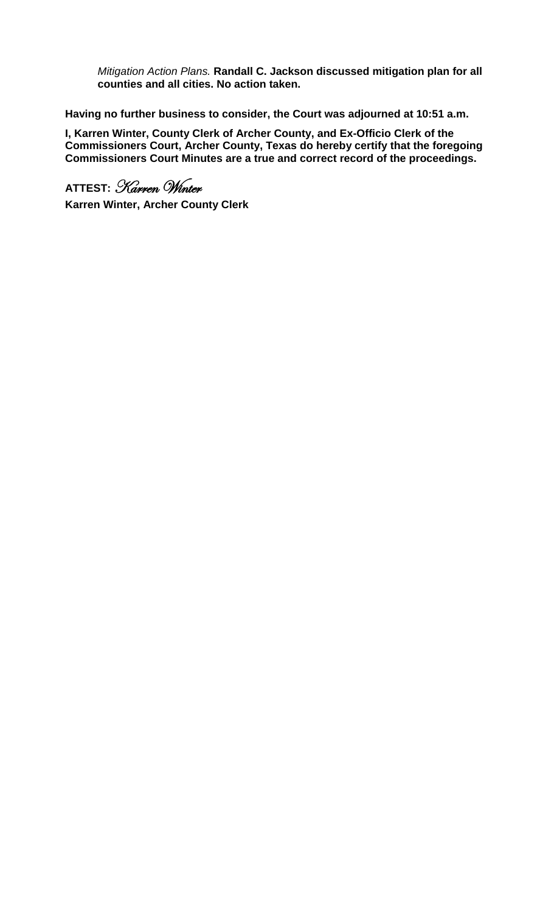*Mitigation Action Plans.* **Randall C. Jackson discussed mitigation plan for all counties and all cities. No action taken.**

**Having no further business to consider, the Court was adjourned at 10:51 a.m.**

**I, Karren Winter, County Clerk of Archer County, and Ex-Officio Clerk of the Commissioners Court, Archer County, Texas do hereby certify that the foregoing Commissioners Court Minutes are a true and correct record of the proceedings.**

**ATTEST:** *Karren Winter*

**Karren Winter, Archer County Clerk**